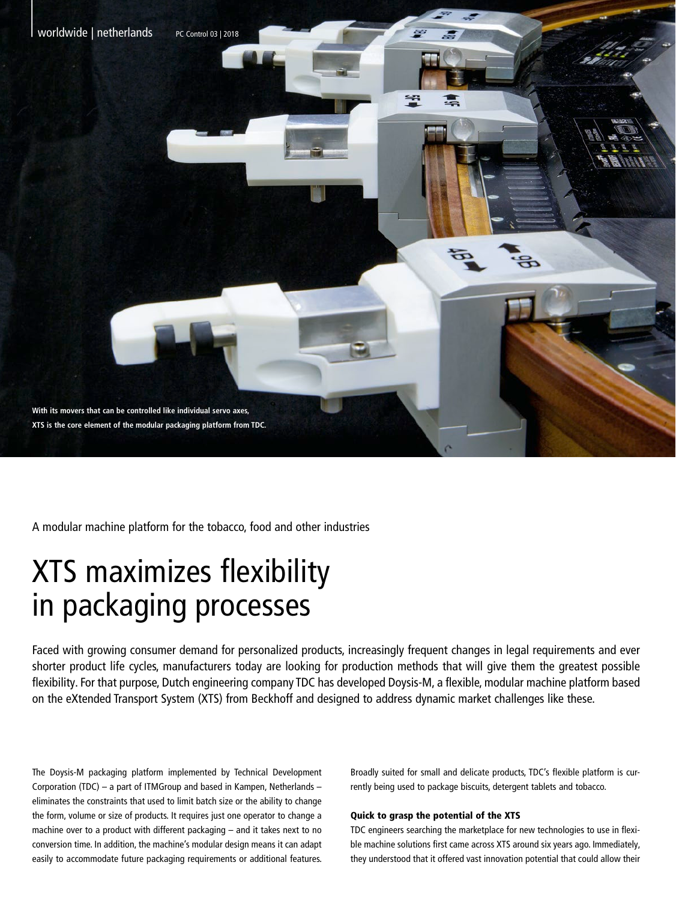With its movers that can be controlled like individual servo axes, XTS is the core element of the modular packaging platform from TDC.

A modular machine platform for the tobacco, food and other industries

# XTS maximizes flexibility in packaging processes

Faced with growing consumer demand for personalized products, increasingly frequent changes in legal requirements and ever shorter product life cycles, manufacturers today are looking for production methods that will give them the greatest possible flexibility. For that purpose, Dutch engineering company TDC has developed Doysis-M, a flexible, modular machine platform based on the eXtended Transport System (XTS) from Beckhoff and designed to address dynamic market challenges like these.

The Doysis-M packaging platform implemented by Technical Development Corporation (TDC) – a part of ITMGroup and based in Kampen, Netherlands – eliminates the constraints that used to limit batch size or the ability to change the form, volume or size of products. It requires just one operator to change a machine over to a product with different packaging – and it takes next to no conversion time. In addition, the machine's modular design means it can adapt easily to accommodate future packaging requirements or additional features.

Broadly suited for small and delicate products, TDC's flexible platform is currently being used to package biscuits, detergent tablets and tobacco.

### Quick to grasp the potential of the XTS

TDC engineers searching the marketplace for new technologies to use in flexible machine solutions first came across XTS around six years ago. Immediately, they understood that it offered vast innovation potential that could allow their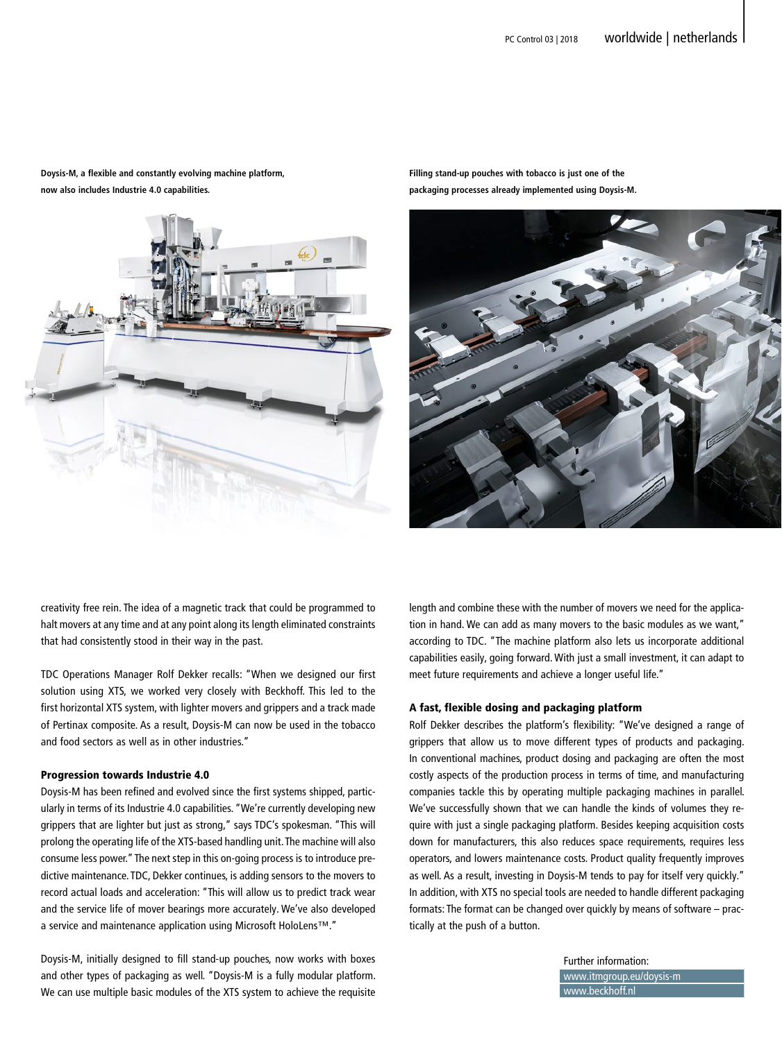Doysis-M, a flexible and constantly evolving machine platform, now also includes Industrie 4.0 capabilities.

Filling stand-up pouches with tobacco is just one of the packaging processes already implemented using Doysis-M.

creativity free rein. The idea of a magnetic track that could be programmed to halt movers at any time and at any point along its length eliminated constraints that had consistently stood in their way in the past.

TDC Operations Manager Rolf Dekker recalls: "When we designed our first solution using XTS, we worked very closely with Beckhoff. This led to the first horizontal XTS system, with lighter movers and grippers and a track made of Pertinax composite. As a result, Doysis-M can now be used in the tobacco and food sectors as well as in other industries."

### Progression towards Industrie 4.0

Doysis-M has been refined and evolved since the first systems shipped, particularly in terms of its Industrie 4.0 capabilities. "We're currently developing new grippers that are lighter but just as strong," says TDC's spokesman. "This will prolong the operating life of the XTS-based handling unit. The machine will also consume less power." The next step in this on-going process is to introduce predictive maintenance. TDC, Dekker continues, is adding sensors to the movers to record actual loads and acceleration: "This will allow us to predict track wear and the service life of mover bearings more accurately. We've also developed a service and maintenance application using Microsoft HoloLens™."

Doysis-M, initially designed to fill stand-up pouches, now works with boxes and other types of packaging as well. "Doysis-M is a fully modular platform. We can use multiple basic modules of the XTS system to achieve the requisite length and combine these with the number of movers we need for the application in hand. We can add as many movers to the basic modules as we want," according to TDC. "The machine platform also lets us incorporate additional capabilities easily, going forward. With just a small investment, it can adapt to meet future requirements and achieve a longer useful life."

### A fast, flexible dosing and packaging platform

Rolf Dekker describes the platform's flexibility: "We've designed a range of grippers that allow us to move different types of products and packaging. In conventional machines, product dosing and packaging are often the most costly aspects of the production process in terms of time, and manufacturing companies tackle this by operating multiple packaging machines in parallel. We've successfully shown that we can handle the kinds of volumes they require with just a single packaging platform. Besides keeping acquisition costs down for manufacturers, this also reduces space requirements, requires less operators, and lowers maintenance costs. Product quality frequently improves as well. As a result, investing in Doysis-M tends to pay for itself very quickly." In addition, with XTS no special tools are needed to handle different packaging formats: The format can be changed over quickly by means of software – practically at the push of a button.

Further information:
www.itmgroup.eu/doysis-m
www.beckhoff.nl